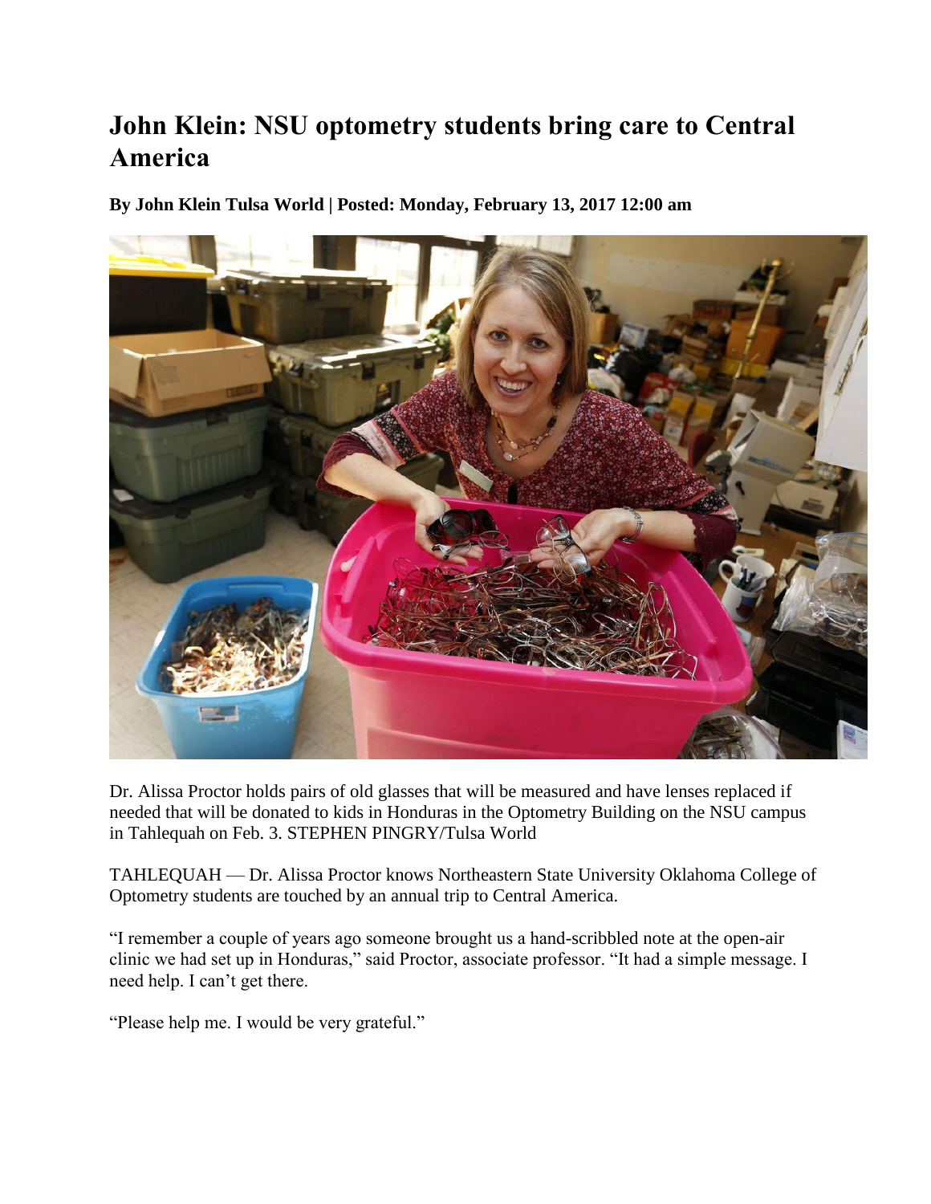# John Klein: NSU optometry students bring care to Central America

**By John Klein Tulsa World | Posted: Monday, February 13, 2017 12:00 am**

Dr. Alissa Proctor holds pairs of old glasses that will be measured and have lenses replaced if needed that will be donated to kids in Honduras in the Optometry Building on the NSU campus in Tahlequah on Feb. 3. STEPHEN PINGRY/Tulsa World

TAHLEQUAH — Dr. Alissa Proctor knows Northeastern State University Oklahoma College of Optometry students are touched by an annual trip to Central America.

"I remember a couple of years ago someone brought us a hand-scribbled note at the open-air clinic we had set up in Honduras," said Proctor, associate professor. "It had a simple message. I need help. I can't get there.

"Please help me. I would be very grateful."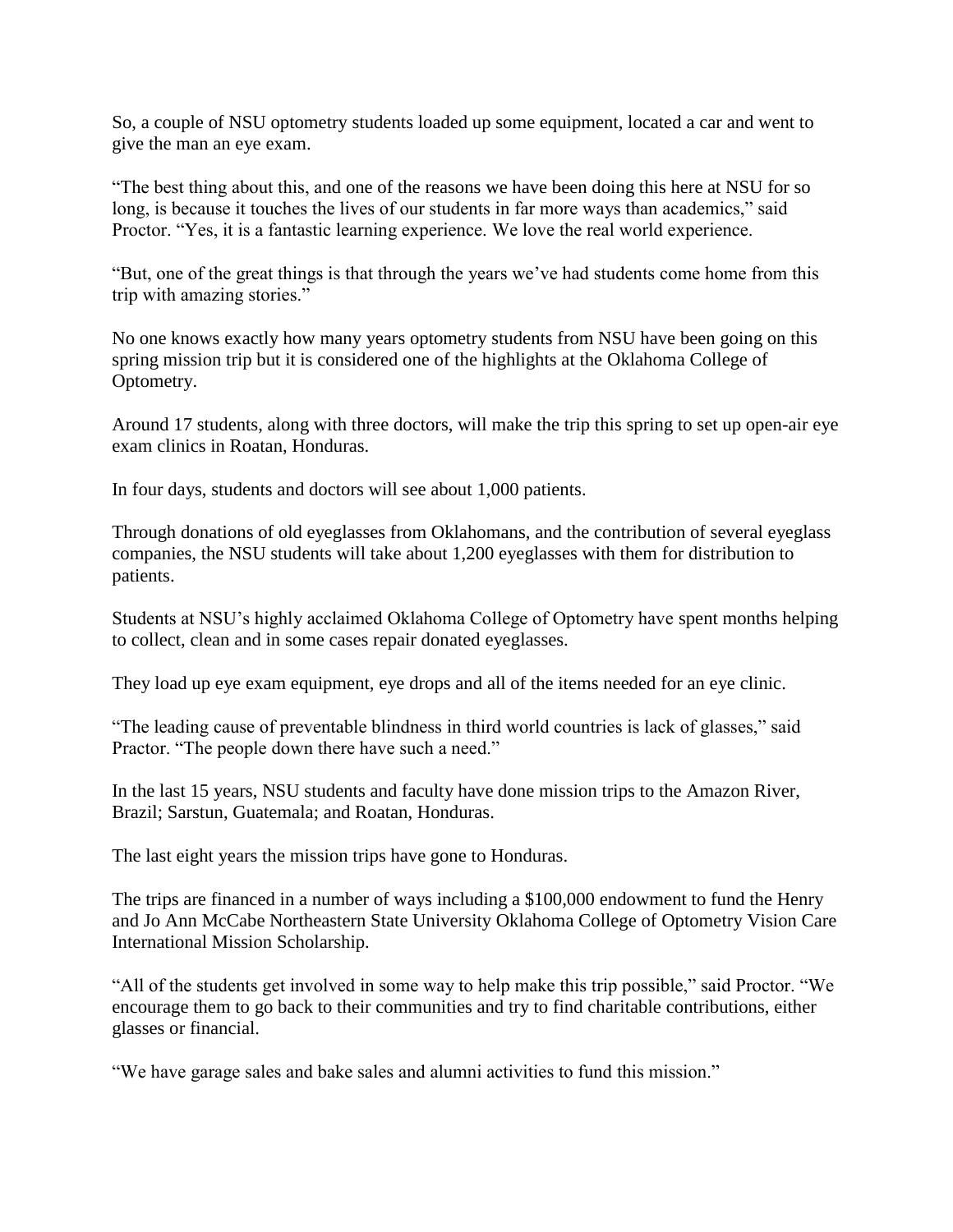So, a couple of NSU optometry students loaded up some equipment, located a car and went to give the man an eye exam.

"The best thing about this, and one of the reasons we have been doing this here at NSU for so long, is because it touches the lives of our students in far more ways than academics," said Proctor. "Yes, it is a fantastic learning experience. We love the real world experience.

"But, one of the great things is that through the years we've had students come home from this trip with amazing stories."

No one knows exactly how many years optometry students from NSU have been going on this spring mission trip but it is considered one of the highlights at the Oklahoma College of Optometry.

Around 17 students, along with three doctors, will make the trip this spring to set up open-air eye exam clinics in Roatan, Honduras.

In four days, students and doctors will see about 1,000 patients.

Through donations of old eyeglasses from Oklahomans, and the contribution of several eyeglass companies, the NSU students will take about 1,200 eyeglasses with them for distribution to patients.

Students at NSU's highly acclaimed Oklahoma College of Optometry have spent months helping to collect, clean and in some cases repair donated eyeglasses.

They load up eye exam equipment, eye drops and all of the items needed for an eye clinic.

"The leading cause of preventable blindness in third world countries is lack of glasses," said Practor. "The people down there have such a need."

In the last 15 years, NSU students and faculty have done mission trips to the Amazon River, Brazil; Sarstun, Guatemala; and Roatan, Honduras.

The last eight years the mission trips have gone to Honduras.

The trips are financed in a number of ways including a $100,000 endowment to fund the Henry and Jo Ann McCabe Northeastern State University Oklahoma College of Optometry Vision Care International Mission Scholarship.

"All of the students get involved in some way to help make this trip possible," said Proctor. "We encourage them to go back to their communities and try to find charitable contributions, either glasses or financial.

"We have garage sales and bake sales and alumni activities to fund this mission."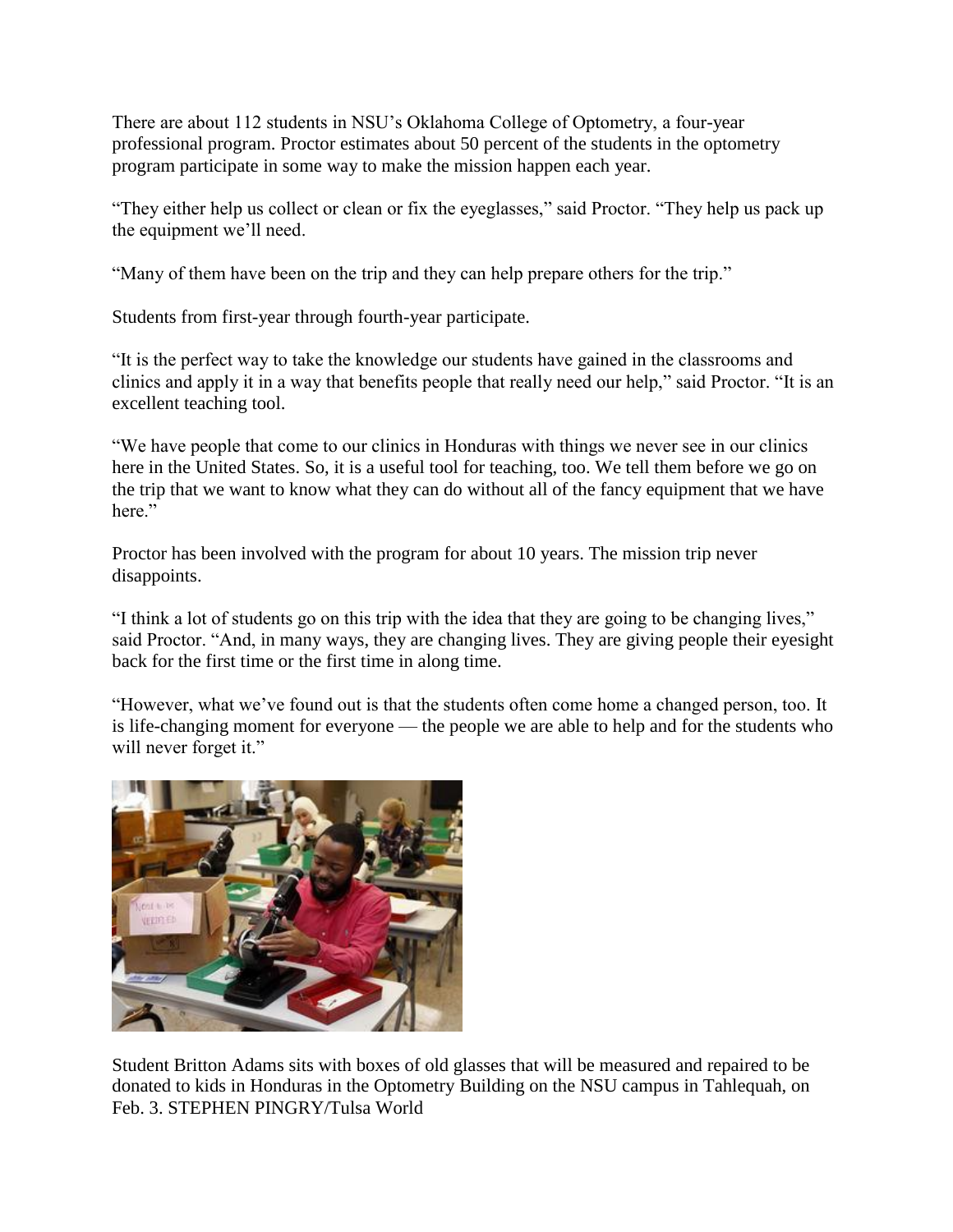There are about 112 students in NSU's Oklahoma College of Optometry, a four-year professional program. Proctor estimates about 50 percent of the students in the optometry program participate in some way to make the mission happen each year.

"They either help us collect or clean or fix the eyeglasses," said Proctor. "They help us pack up the equipment we'll need.

"Many of them have been on the trip and they can help prepare others for the trip."

Students from first-year through fourth-year participate.

"It is the perfect way to take the knowledge our students have gained in the classrooms and clinics and apply it in a way that benefits people that really need our help," said Proctor. "It is an excellent teaching tool.

"We have people that come to our clinics in Honduras with things we never see in our clinics here in the United States. So, it is a useful tool for teaching, too. We tell them before we go on the trip that we want to know what they can do without all of the fancy equipment that we have here."

Proctor has been involved with the program for about 10 years. The mission trip never disappoints.

"I think a lot of students go on this trip with the idea that they are going to be changing lives," said Proctor. "And, in many ways, they are changing lives. They are giving people their eyesight back for the first time or the first time in along time.

"However, what we've found out is that the students often come home a changed person, too. It is life-changing moment for everyone — the people we are able to help and for the students who will never forget it."

Student Britton Adams sits with boxes of old glasses that will be measured and repaired to be donated to kids in Honduras in the Optometry Building on the NSU campus in Tahlequah, on Feb. 3. STEPHEN PINGRY/Tulsa World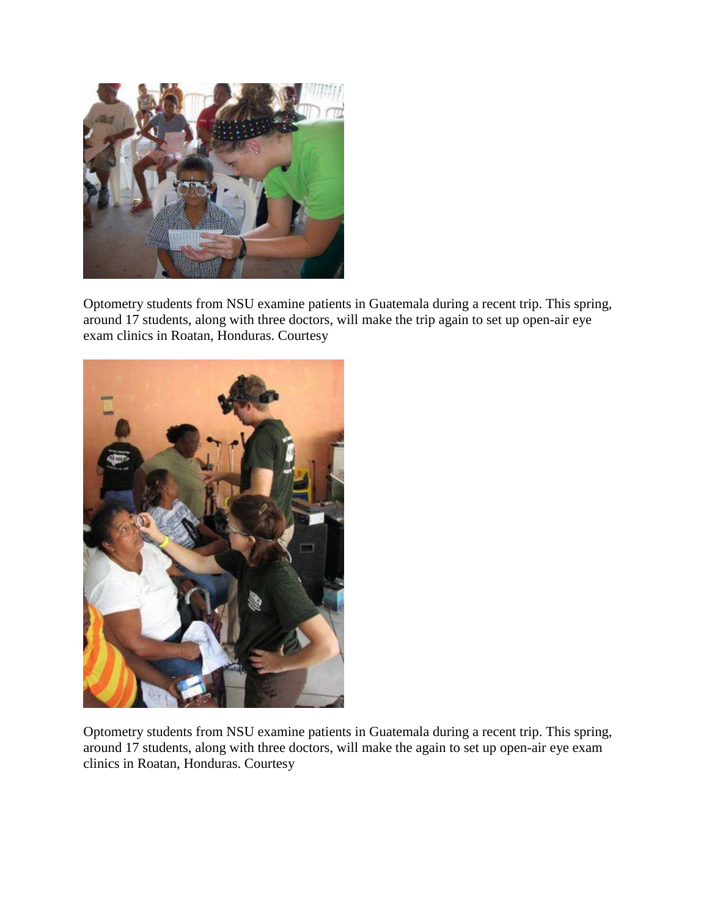Optometry students from NSU examine patients in Guatemala during a recent trip. This spring, around 17 students, along with three doctors, will make the trip again to set up open-air eye exam clinics in Roatan, Honduras. Courtesy

Optometry students from NSU examine patients in Guatemala during a recent trip. This spring, around 17 students, along with three doctors, will make the again to set up open-air eye exam clinics in Roatan, Honduras. Courtesy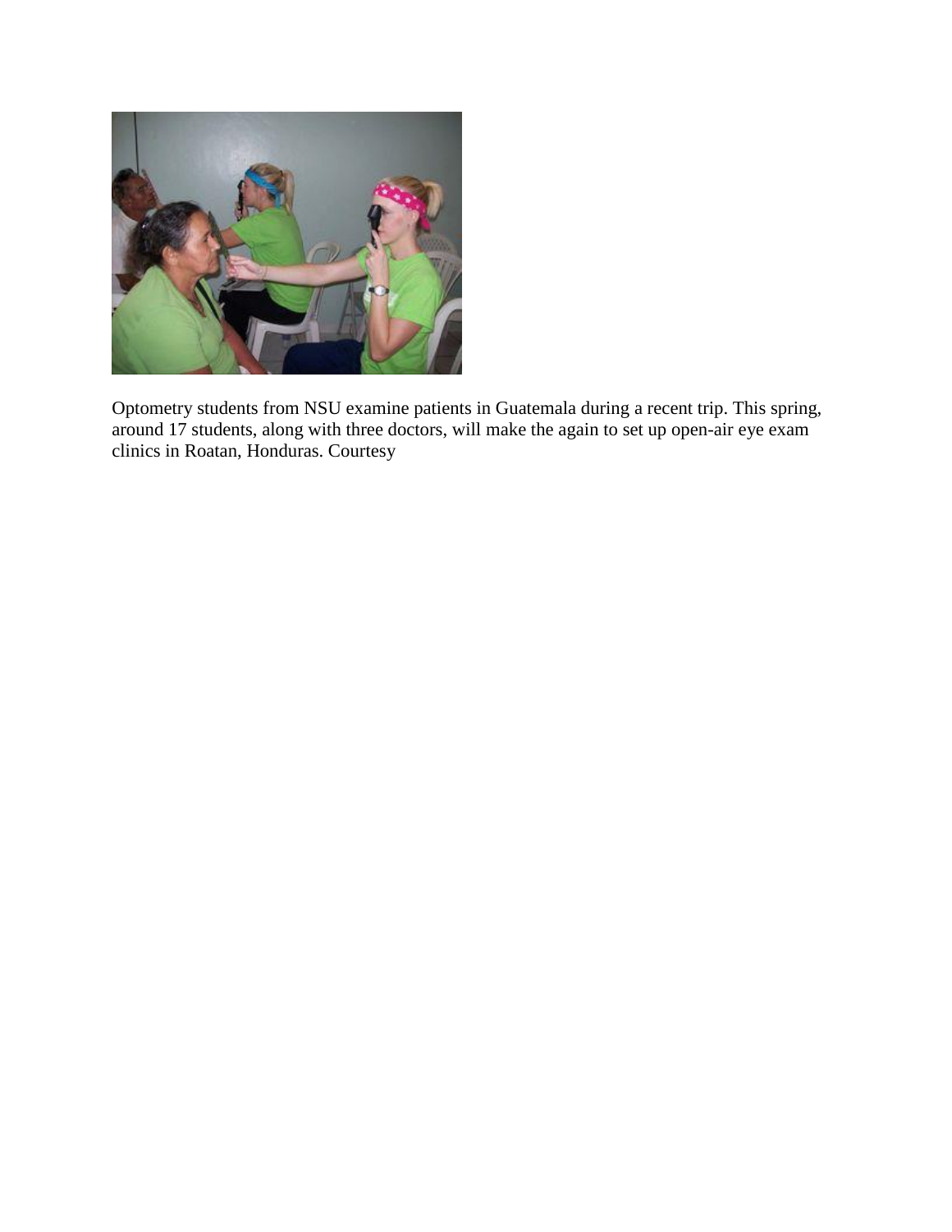Optometry students from NSU examine patients in Guatemala during a recent trip. This spring, around 17 students, along with three doctors, will make the again to set up open-air eye exam clinics in Roatan, Honduras. Courtesy